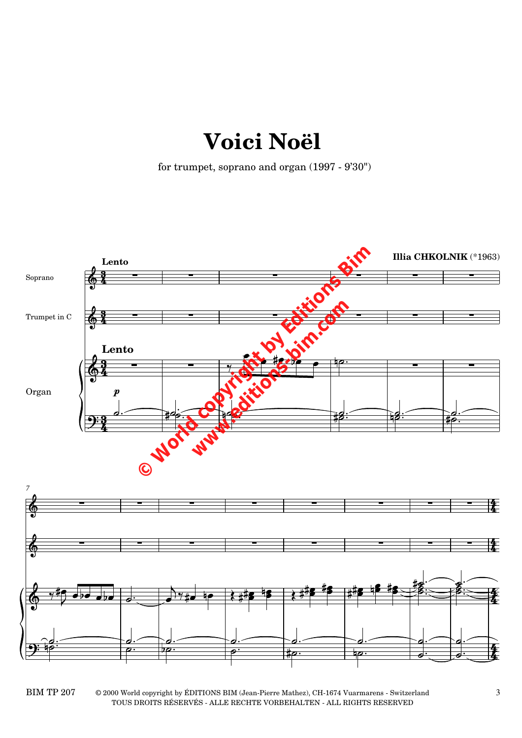# Voici Noël

for trumpet, soprano and organ (1997 - 9'30")

**Illia CHKOLNIK** (*1963)

Soprano

Trumpet in C

Organ

**Lento**

*p*

© 2000 World copyright by ÉDITIONS BIM (Jean-Pierre Mathez), CH-1674 Vuarmarens - Switzerland
TOUS DROITS RÉSERVÉS - ALLE RECHTE VORBEHALTEN - ALL RIGHTS RESERVED

BIM TP 207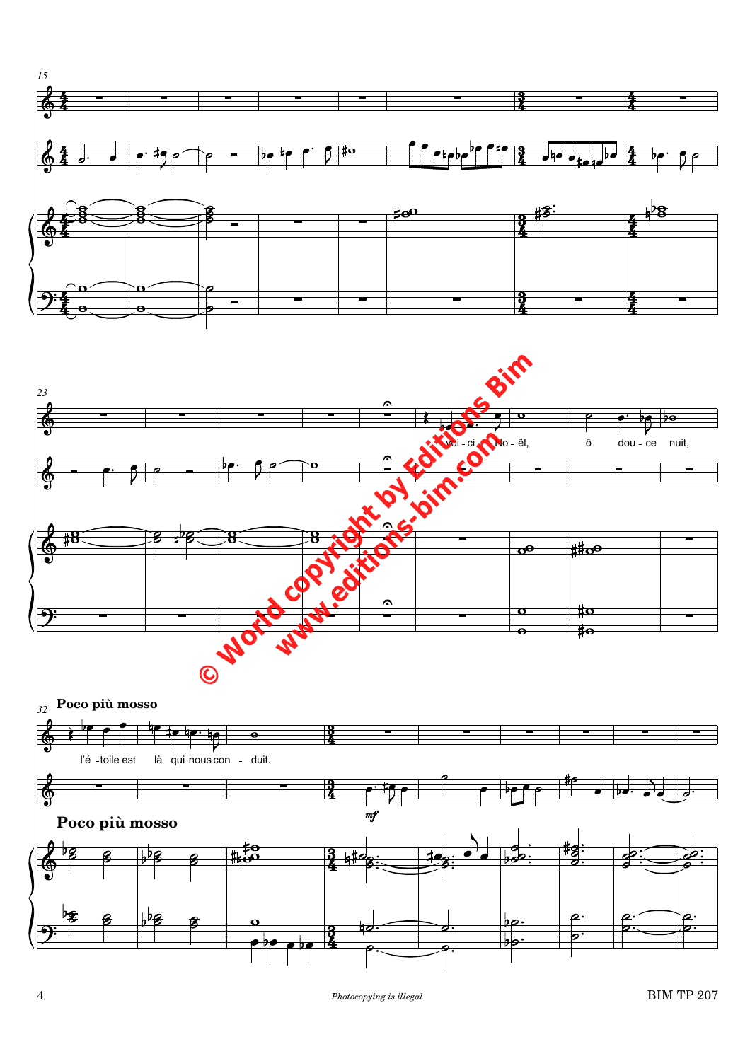**Poco più mosso**

voi - ci Noël, ô dou - ce nuit,

l'é - toile est là qui nous con - duit.

*mf*

**Poco più mosso**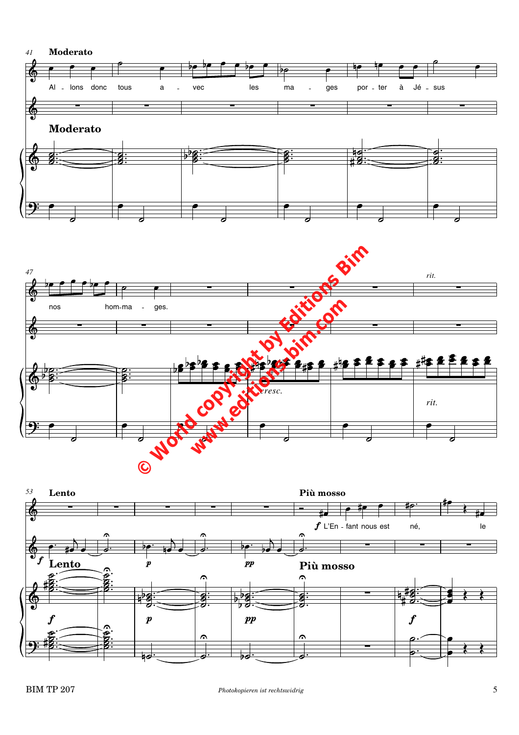**Moderato**

Al - lons donc tous a - vec les ma - ges por - ter à Jé - sus nos hom-ma - ges.

*rit.*

**Lento**

**Più mosso**

L'En - fant nous est né, le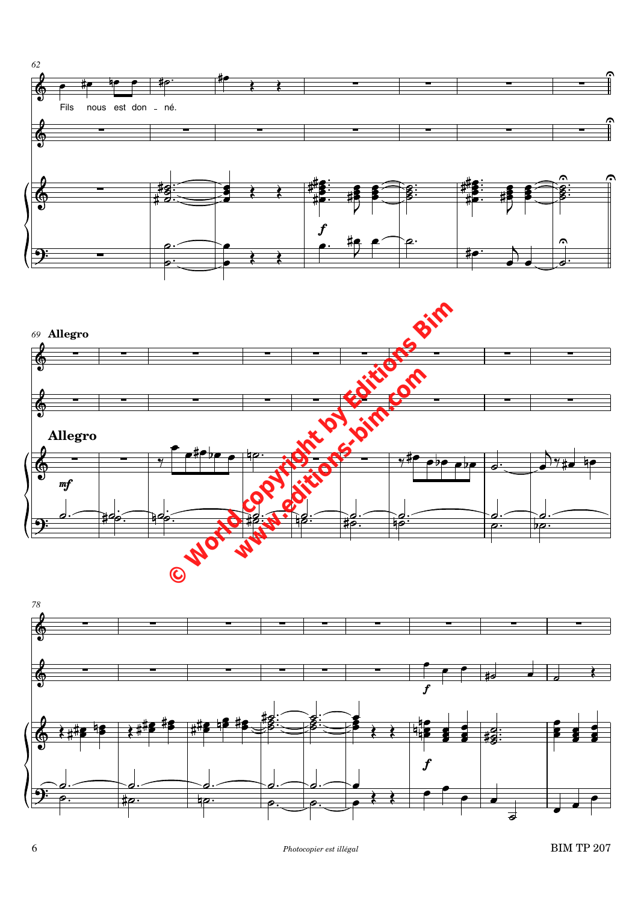Fils nous est don - né.

**Allegro**

**Allegro**

© World copyright by Editions Bim
www.editions-bim.com

*Photocopier est illégal*